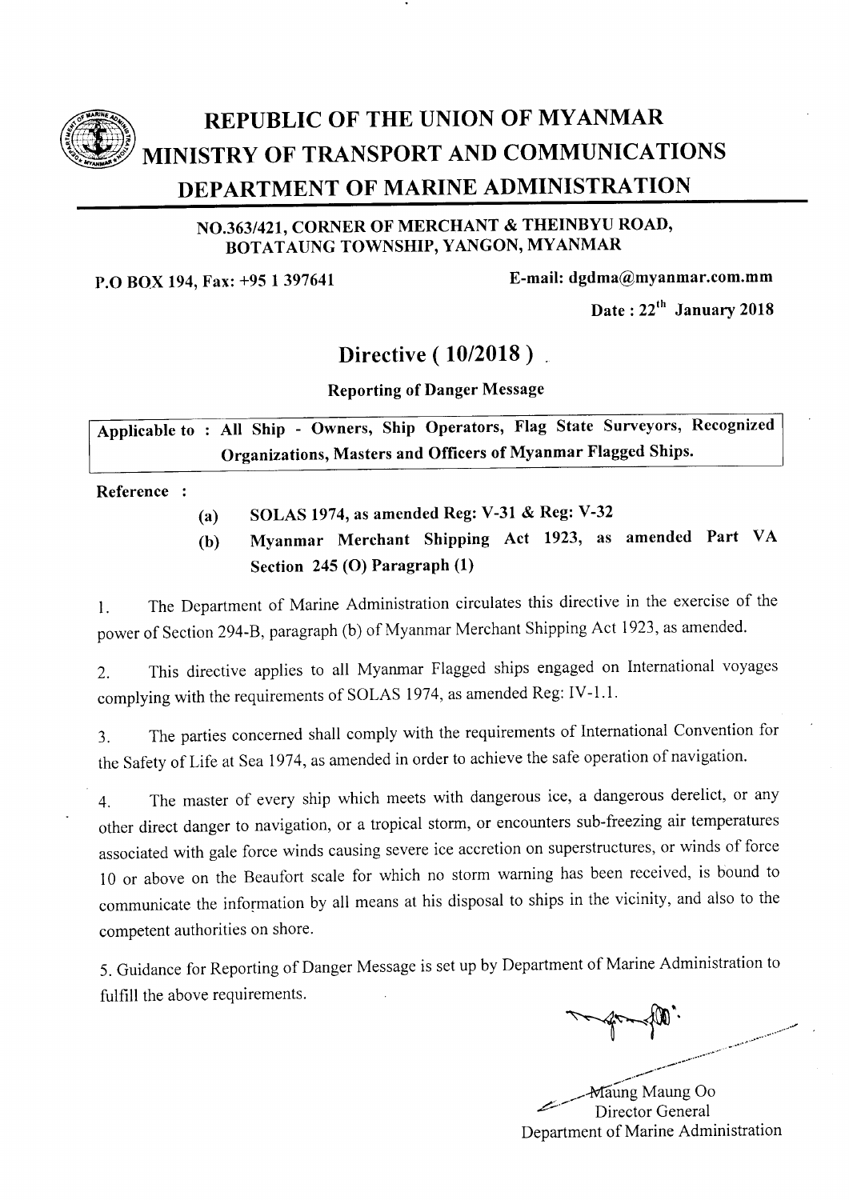# REPUBLIC OF THE UNION OF MYANMAR
# MINISTRY OF TRANSPORT AND COMMUNICATIONS
# DEPARTMENT OF MARINE ADMINISTRATION

**NO.363/421, CORNER OF MERCHANT & THEINBYU ROAD, BOTATAUNG TOWNSHIP, YANGON, MYANMAR**

**P.O BOX 194, Fax: +95 1 397641** **E-mail: dgdma@myanmar.com.mm**

**Date : 22th January 2018**

## Directive ( 10/2018 )

**Reporting of Danger Message**

| Applicable to : All Ship - Owners, Ship Operators, Flag State Surveyors, Recognized Organizations, Masters and Officers of Myanmar Flagged Ships. |
|---|

**Reference :**

- (a) **SOLAS 1974, as amended Reg: V-31 & Reg: V-32**
- (b) **Myanmar Merchant Shipping Act 1923, as amended Part VA Section 245 (O) Paragraph (1)**

1. The Department of Marine Administration circulates this directive in the exercise of the power of Section 294-B, paragraph (b) of Myanmar Merchant Shipping Act 1923, as amended.

2. This directive applies to all Myanmar Flagged ships engaged on International voyages complying with the requirements of SOLAS 1974, as amended Reg: IV-1.1.

3. The parties concerned shall comply with the requirements of International Convention for the Safety of Life at Sea 1974, as amended in order to achieve the safe operation of navigation.

4. The master of every ship which meets with dangerous ice, a dangerous derelict, or any other direct danger to navigation, or a tropical storm, or encounters sub-freezing air temperatures associated with gale force winds causing severe ice accretion on superstructures, or winds of force 10 or above on the Beaufort scale for which no storm warning has been received, is bound to communicate the information by all means at his disposal to ships in the vicinity, and also to the competent authorities on shore.

5. Guidance for Reporting of Danger Message is set up by Department of Marine Administration to fulfill the above requirements.

Maung Maung Oo
Director General
Department of Marine Administration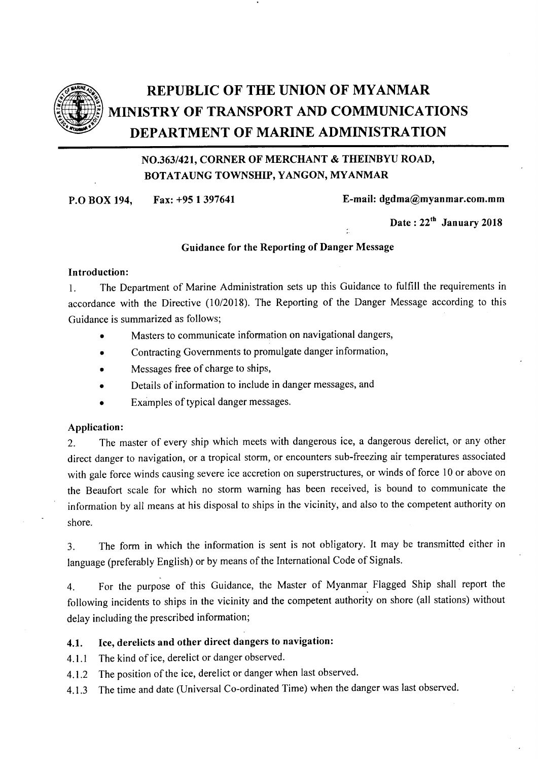# REPUBLIC OF THE UNION OF MYANMAR
# MINISTRY OF TRANSPORT AND COMMUNICATIONS
# DEPARTMENT OF MARINE ADMINISTRATION

**NO.363/421, CORNER OF MERCHANT & THEINBYU ROAD, BOTATAUNG TOWNSHIP, YANGON, MYANMAR**

**P.O BOX 194, Fax: +95 1 397641 E-mail: dgdma@myanmar.com.mm**

**Date : 22nd January 2018**

**Guidance for the Reporting of Danger Message**

**Introduction:**

1. The Department of Marine Administration sets up this Guidance to fulfill the requirements in accordance with the Directive (10/2018). The Reporting of the Danger Message according to this Guidance is summarized as follows;

- Masters to communicate information on navigational dangers,
- Contracting Governments to promulgate danger information,
- Messages free of charge to ships,
- Details of information to include in danger messages, and
- Examples of typical danger messages.

**Application:**

2. The master of every ship which meets with dangerous ice, a dangerous derelict, or any other direct danger to navigation, or a tropical storm, or encounters sub-freezing air temperatures associated with gale force winds causing severe ice accretion on superstructures, or winds of force 10 or above on the Beaufort scale for which no storm warning has been received, is bound to communicate the information by all means at his disposal to ships in the vicinity, and also to the competent authority on shore.

3. The form in which the information is sent is not obligatory. It may be transmitted either in language (preferably English) or by means of the International Code of Signals.

4. For the purpose of this Guidance, the Master of Myanmar Flagged Ship shall report the following incidents to ships in the vicinity and the competent authority on shore (all stations) without delay including the prescribed information;

**4.1. Ice, derelicts and other direct dangers to navigation:**

4.1.1 The kind of ice, derelict or danger observed.

4.1.2 The position of the ice, derelict or danger when last observed.

4.1.3 The time and date (Universal Co-ordinated Time) when the danger was last observed.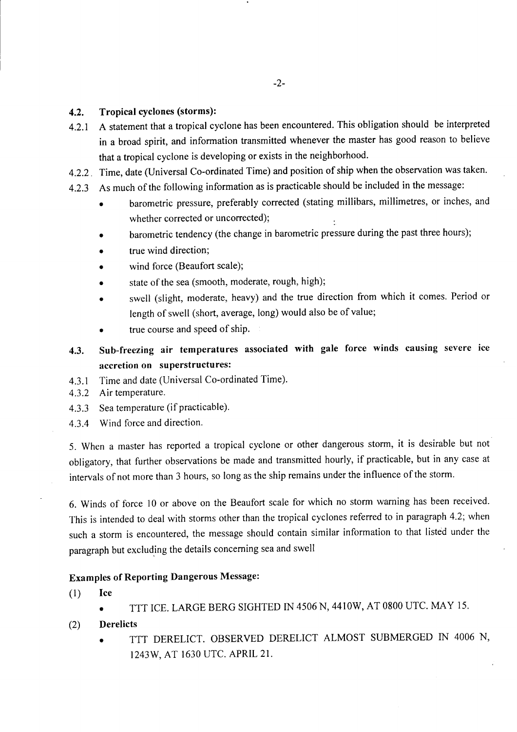### 4.2. Tropical cyclones (storms):

4.2.1 A statement that a tropical cyclone has been encountered. This obligation should be interpreted in a broad spirit, and information transmitted whenever the master has good reason to believe that a tropical cyclone is developing or exists in the neighborhood.

4.2.2 Time, date (Universal Co-ordinated Time) and position of ship when the observation was taken.

4.2.3 As much of the following information as is practicable should be included in the message:

- barometric pressure, preferably corrected (stating millibars, millimetres, or inches, and whether corrected or uncorrected);
- barometric tendency (the change in barometric pressure during the past three hours);
- true wind direction;
- wind force (Beaufort scale);
- state of the sea (smooth, moderate, rough, high);
- swell (slight, moderate, heavy) and the true direction from which it comes. Period or length of swell (short, average, long) would also be of value;
- true course and speed of ship.

### 4.3. Sub-freezing air temperatures associated with gale force winds causing severe ice accretion on superstructures:

4.3.1 Time and date (Universal Co-ordinated Time).

4.3.2 Air temperature.

4.3.3 Sea temperature (if practicable).

4.3.4 Wind force and direction.

5. When a master has reported a tropical cyclone or other dangerous storm, it is desirable but not obligatory, that further observations be made and transmitted hourly, if practicable, but in any case at intervals of not more than 3 hours, so long as the ship remains under the influence of the storm.

6. Winds of force 10 or above on the Beaufort scale for which no storm warning has been received. This is intended to deal with storms other than the tropical cyclones referred to in paragraph 4.2; when such a storm is encountered, the message should contain similar information to that listed under the paragraph but excluding the details concerning sea and swell

**Examples of Reporting Dangerous Message:**

(1) **Ice**

- TTT ICE. LARGE BERG SIGHTED IN 4506 N, 4410W, AT 0800 UTC. MAY 15.

(2) **Derelicts**

- TTT DERELICT. OBSERVED DERELICT ALMOST SUBMERGED IN 4006 N, 1243W, AT 1630 UTC. APRIL 21.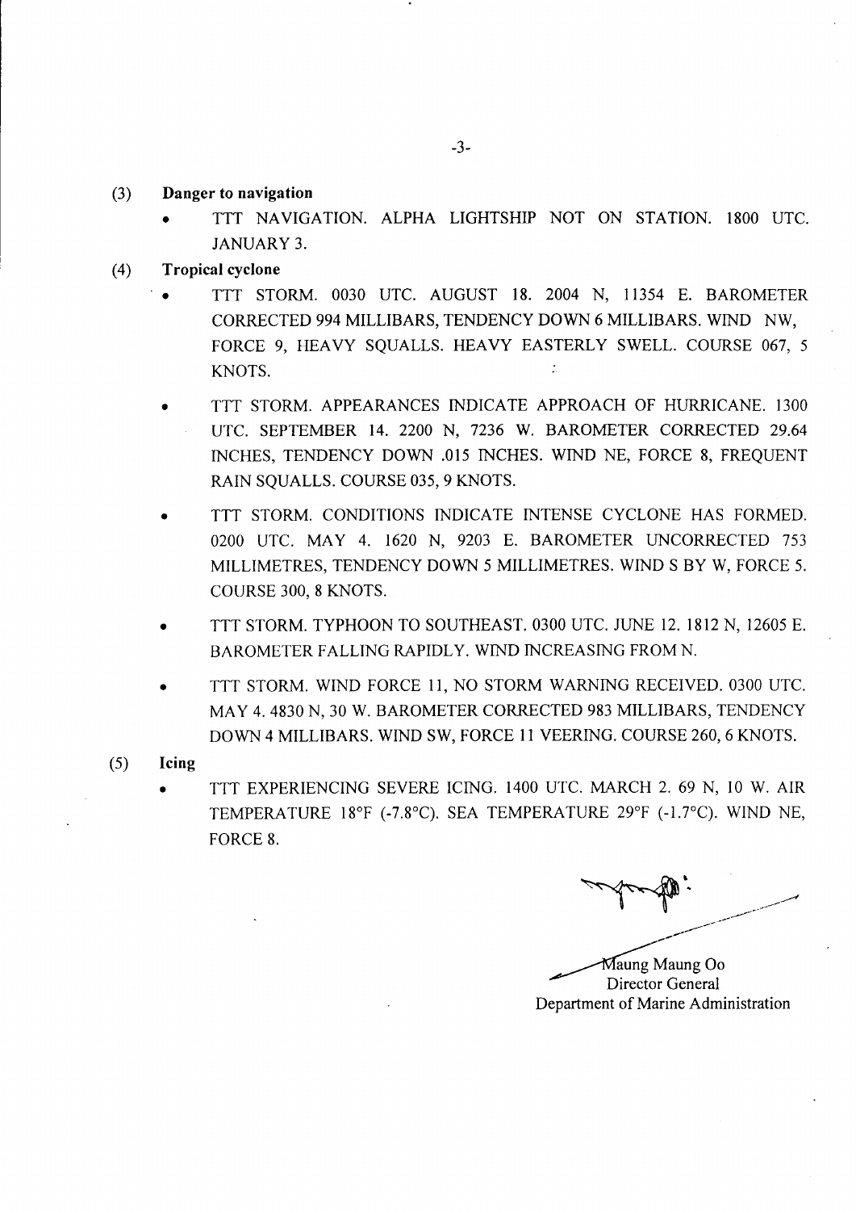(3) **Danger to navigation**

- TTT NAVIGATION. ALPHA LIGHTSHIP NOT ON STATION. 1800 UTC. JANUARY 3.

(4) **Tropical cyclone**

- TTT STORM. 0030 UTC. AUGUST 18. 2004 N, 11354 E. BAROMETER CORRECTED 994 MILLIBARS, TENDENCY DOWN 6 MILLIBARS. WIND NW, FORCE 9, HEAVY SQUALLS. HEAVY EASTERLY SWELL. COURSE 067, 5 KNOTS.
- TTT STORM. APPEARANCES INDICATE APPROACH OF HURRICANE. 1300 UTC. SEPTEMBER 14. 2200 N, 7236 W. BAROMETER CORRECTED 29.64 INCHES, TENDENCY DOWN .015 INCHES. WIND NE, FORCE 8, FREQUENT RAIN SQUALLS. COURSE 035, 9 KNOTS.
- TTT STORM. CONDITIONS INDICATE INTENSE CYCLONE HAS FORMED. 0200 UTC. MAY 4. 1620 N, 9203 E. BAROMETER UNCORRECTED 753 MILLIMETRES, TENDENCY DOWN 5 MILLIMETRES. WIND S BY W, FORCE 5. COURSE 300, 8 KNOTS.
- TTT STORM. TYPHOON TO SOUTHEAST. 0300 UTC. JUNE 12. 1812 N, 12605 E. BAROMETER FALLING RAPIDLY. WIND INCREASING FROM N.
- TTT STORM. WIND FORCE 11, NO STORM WARNING RECEIVED. 0300 UTC. MAY 4. 4830 N, 30 W. BAROMETER CORRECTED 983 MILLIBARS, TENDENCY DOWN 4 MILLIBARS. WIND SW, FORCE 11 VEERING. COURSE 260, 6 KNOTS.

(5) **Icing**

- TTT EXPERIENCING SEVERE ICING. 1400 UTC. MARCH 2. 69 N, 10 W. AIR TEMPERATURE 18°F (-7.8°C). SEA TEMPERATURE 29°F (-1.7°C). WIND NE, FORCE 8.

Maung Maung Oo
Director General
Department of Marine Administration